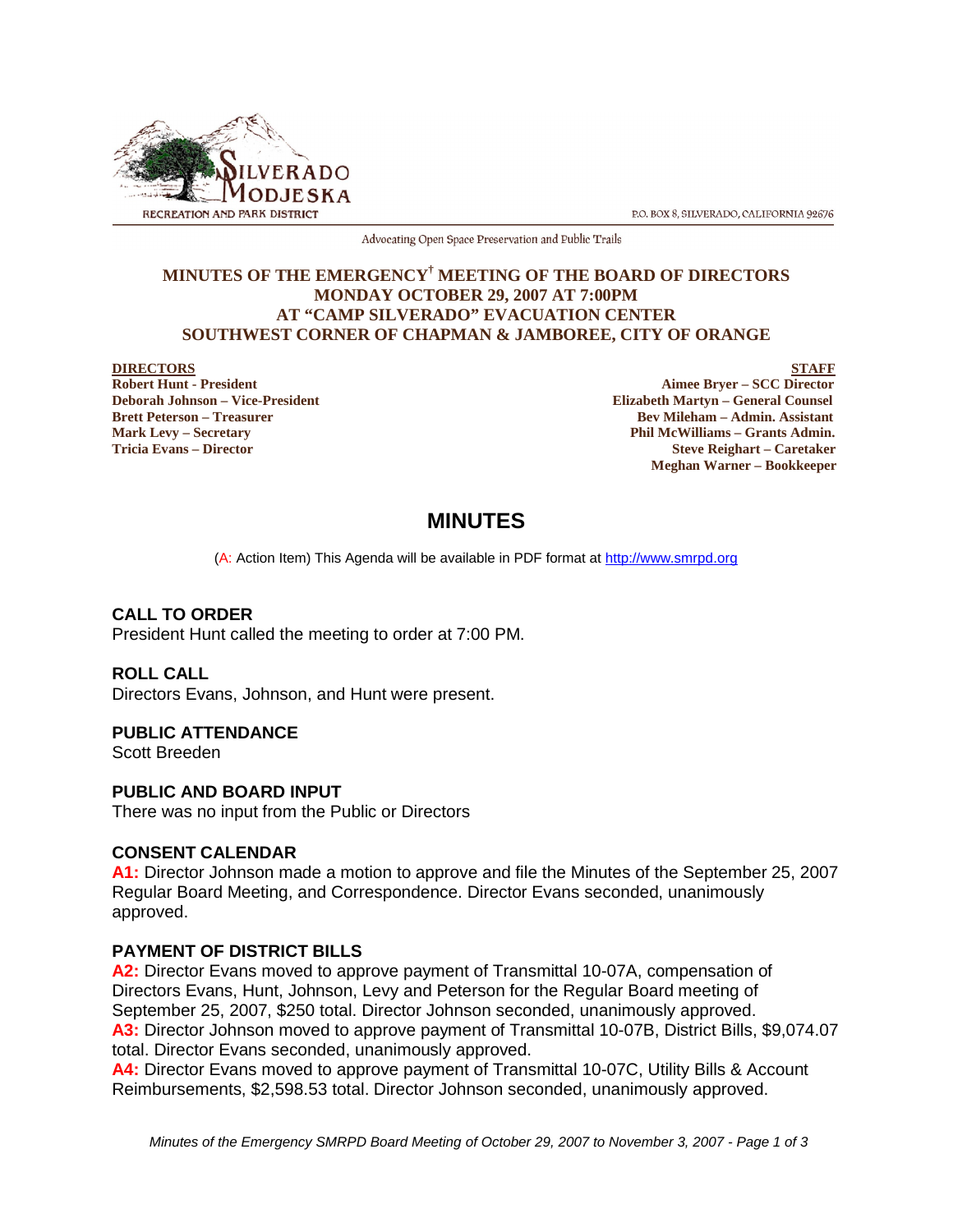P.O. BOX 8, SILVERADO, CALIFORNIA 92676

Advocating Open Space Preservation and Public Trails

**MINUTES OF THE EMERGENCY† MEETING OF THE BOARD OF DIRECTORS**
**MONDAY OCTOBER 29, 2007 AT 7:00PM**
**AT "CAMP SILVERADO" EVACUATION CENTER**
**SOUTHWEST CORNER OF CHAPMAN & JAMBOREE, CITY OF ORANGE**

**DIRECTORS**
**Robert Hunt - President**
**Deborah Johnson – Vice-President**
**Brett Peterson – Treasurer**
**Mark Levy – Secretary**
**Tricia Evans – Director**

**STAFF**
**Aimee Bryer – SCC Director**
**Elizabeth Martyn – General Counsel**
**Bev Mileham – Admin. Assistant**
**Phil McWilliams – Grants Admin.**
**Steve Reighart – Caretaker**
**Meghan Warner – Bookkeeper**

# MINUTES

(A: Action Item) This Agenda will be available in PDF format at http://www.smrpd.org

### CALL TO ORDER
President Hunt called the meeting to order at 7:00 PM.

### ROLL CALL
Directors Evans, Johnson, and Hunt were present.

### PUBLIC ATTENDANCE
Scott Breeden

### PUBLIC AND BOARD INPUT
There was no input from the Public or Directors

### CONSENT CALENDAR
**A1:** Director Johnson made a motion to approve and file the Minutes of the September 25, 2007 Regular Board Meeting, and Correspondence. Director Evans seconded, unanimously approved.

### PAYMENT OF DISTRICT BILLS
**A2:** Director Evans moved to approve payment of Transmittal 10-07A, compensation of Directors Evans, Hunt, Johnson, Levy and Peterson for the Regular Board meeting of September 25, 2007, $250 total. Director Johnson seconded, unanimously approved.
**A3:** Director Johnson moved to approve payment of Transmittal 10-07B, District Bills, $9,074.07 total. Director Evans seconded, unanimously approved.
**A4:** Director Evans moved to approve payment of Transmittal 10-07C, Utility Bills & Account Reimbursements, $2,598.53 total. Director Johnson seconded, unanimously approved.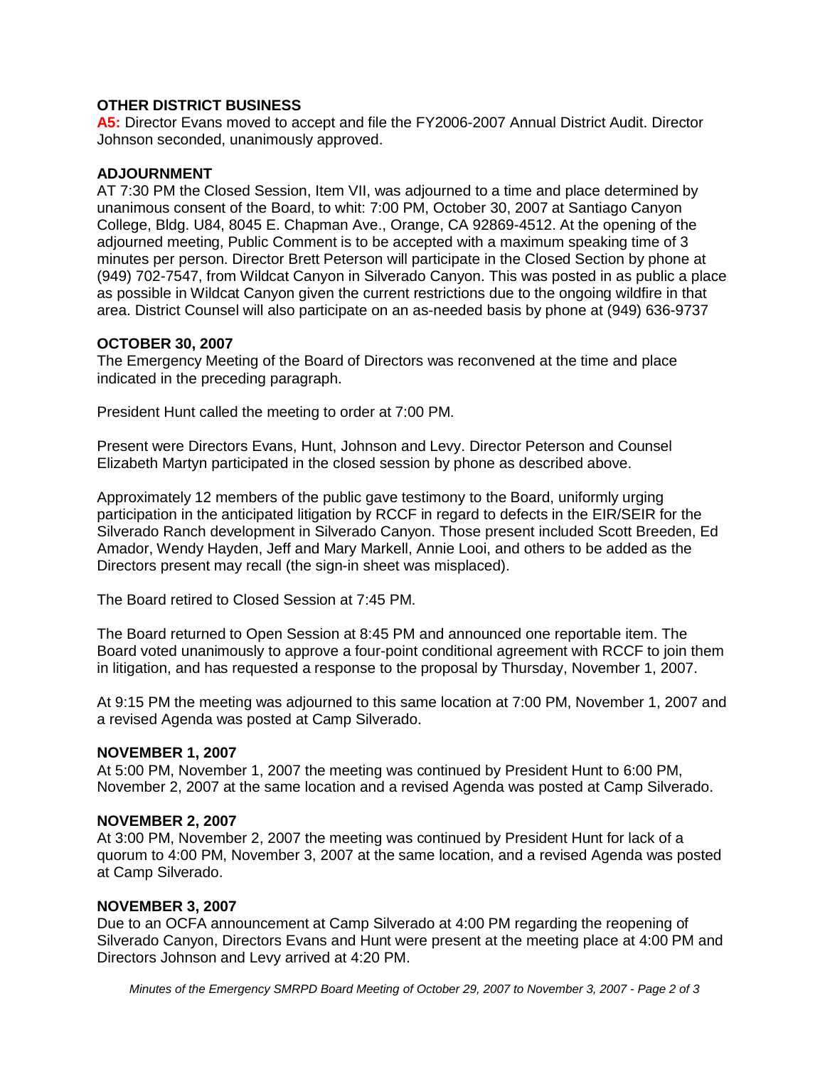### OTHER DISTRICT BUSINESS

**A5:** Director Evans moved to accept and file the FY2006-2007 Annual District Audit. Director Johnson seconded, unanimously approved.

### ADJOURNMENT

AT 7:30 PM the Closed Session, Item VII, was adjourned to a time and place determined by unanimous consent of the Board, to whit: 7:00 PM, October 30, 2007 at Santiago Canyon College, Bldg. U84, 8045 E. Chapman Ave., Orange, CA 92869-4512. At the opening of the adjourned meeting, Public Comment is to be accepted with a maximum speaking time of 3 minutes per person. Director Brett Peterson will participate in the Closed Section by phone at (949) 702-7547, from Wildcat Canyon in Silverado Canyon. This was posted in as public a place as possible in Wildcat Canyon given the current restrictions due to the ongoing wildfire in that area. District Counsel will also participate on an as-needed basis by phone at (949) 636-9737

### OCTOBER 30, 2007

The Emergency Meeting of the Board of Directors was reconvened at the time and place indicated in the preceding paragraph.

President Hunt called the meeting to order at 7:00 PM.

Present were Directors Evans, Hunt, Johnson and Levy. Director Peterson and Counsel Elizabeth Martyn participated in the closed session by phone as described above.

Approximately 12 members of the public gave testimony to the Board, uniformly urging participation in the anticipated litigation by RCCF in regard to defects in the EIR/SEIR for the Silverado Ranch development in Silverado Canyon. Those present included Scott Breeden, Ed Amador, Wendy Hayden, Jeff and Mary Markell, Annie Looi, and others to be added as the Directors present may recall (the sign-in sheet was misplaced).

The Board retired to Closed Session at 7:45 PM.

The Board returned to Open Session at 8:45 PM and announced one reportable item. The Board voted unanimously to approve a four-point conditional agreement with RCCF to join them in litigation, and has requested a response to the proposal by Thursday, November 1, 2007.

At 9:15 PM the meeting was adjourned to this same location at 7:00 PM, November 1, 2007 and a revised Agenda was posted at Camp Silverado.

### NOVEMBER 1, 2007

At 5:00 PM, November 1, 2007 the meeting was continued by President Hunt to 6:00 PM, November 2, 2007 at the same location and a revised Agenda was posted at Camp Silverado.

### NOVEMBER 2, 2007

At 3:00 PM, November 2, 2007 the meeting was continued by President Hunt for lack of a quorum to 4:00 PM, November 3, 2007 at the same location, and a revised Agenda was posted at Camp Silverado.

### NOVEMBER 3, 2007

Due to an OCFA announcement at Camp Silverado at 4:00 PM regarding the reopening of Silverado Canyon, Directors Evans and Hunt were present at the meeting place at 4:00 PM and Directors Johnson and Levy arrived at 4:20 PM.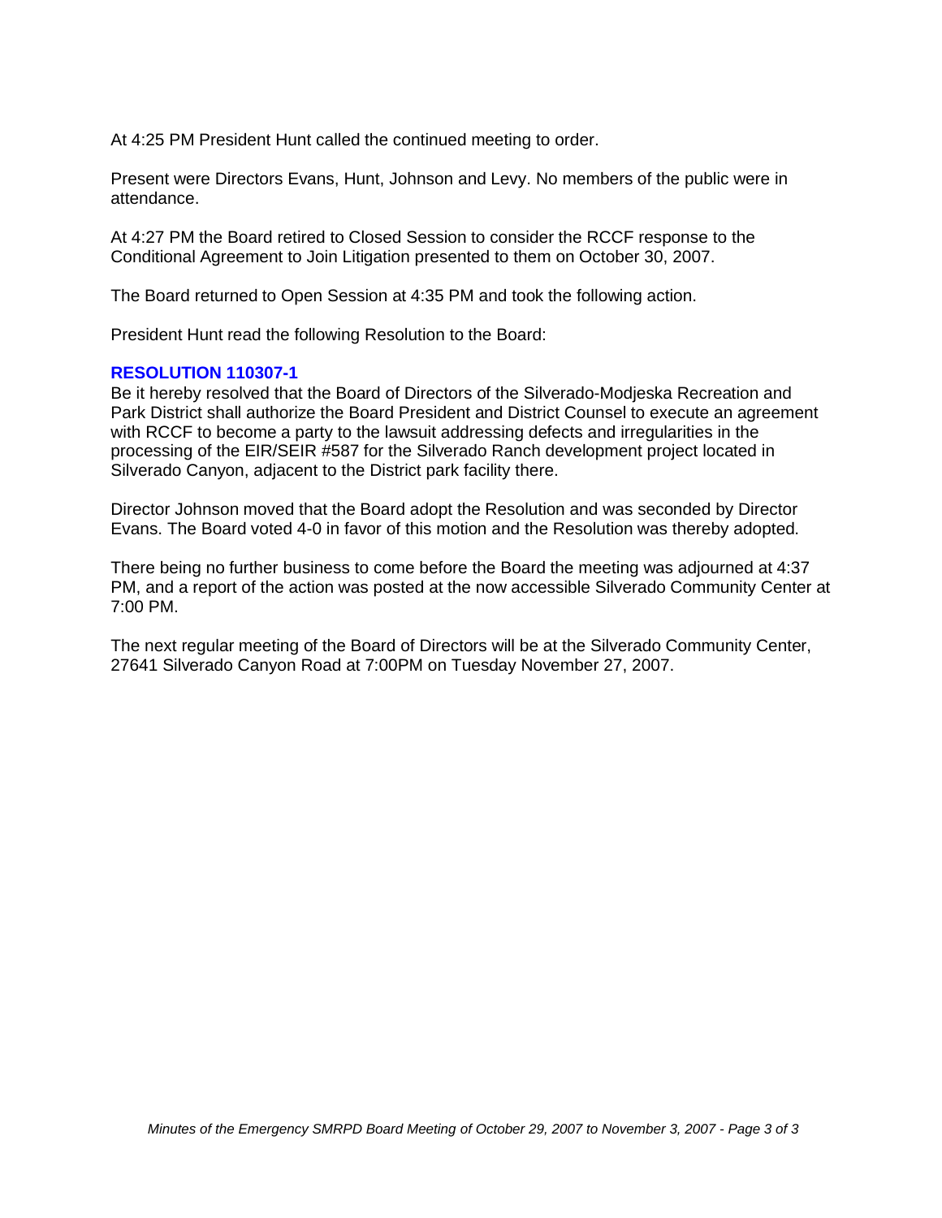At 4:25 PM President Hunt called the continued meeting to order.

Present were Directors Evans, Hunt, Johnson and Levy. No members of the public were in attendance.

At 4:27 PM the Board retired to Closed Session to consider the RCCF response to the Conditional Agreement to Join Litigation presented to them on October 30, 2007.

The Board returned to Open Session at 4:35 PM and took the following action.

President Hunt read the following Resolution to the Board:

**RESOLUTION 110307-1**

Be it hereby resolved that the Board of Directors of the Silverado-Modjeska Recreation and Park District shall authorize the Board President and District Counsel to execute an agreement with RCCF to become a party to the lawsuit addressing defects and irregularities in the processing of the EIR/SEIR #587 for the Silverado Ranch development project located in Silverado Canyon, adjacent to the District park facility there.

Director Johnson moved that the Board adopt the Resolution and was seconded by Director Evans. The Board voted 4-0 in favor of this motion and the Resolution was thereby adopted.

There being no further business to come before the Board the meeting was adjourned at 4:37 PM, and a report of the action was posted at the now accessible Silverado Community Center at 7:00 PM.

The next regular meeting of the Board of Directors will be at the Silverado Community Center, 27641 Silverado Canyon Road at 7:00PM on Tuesday November 27, 2007.